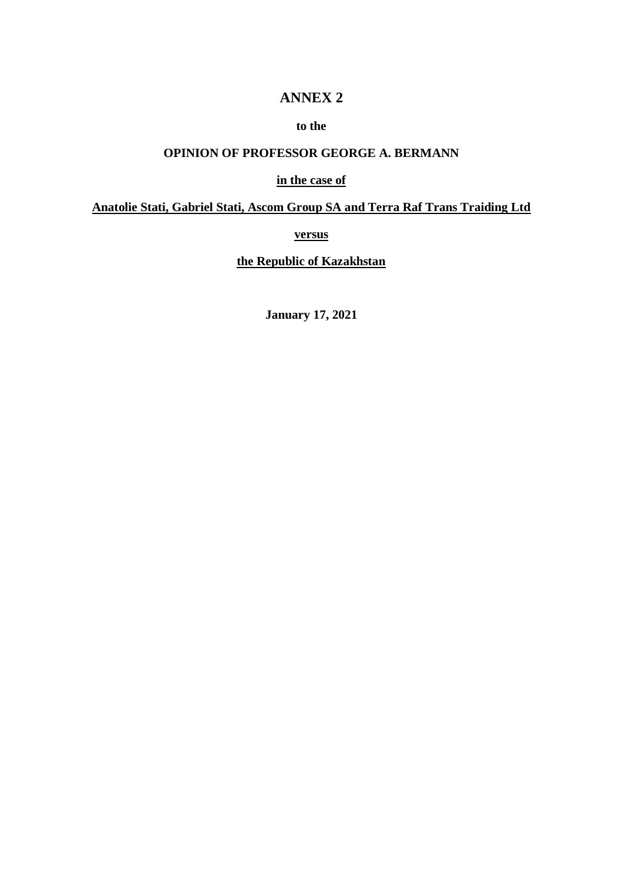# ANNEX 2

**to the**

**OPINION OF PROFESSOR GEORGE A. BERMANN**

**in the case of**

**Anatolie Stati, Gabriel Stati, Ascom Group SA and Terra Raf Trans Traiding Ltd**

**versus**

**the Republic of Kazakhstan**

**January 17, 2021**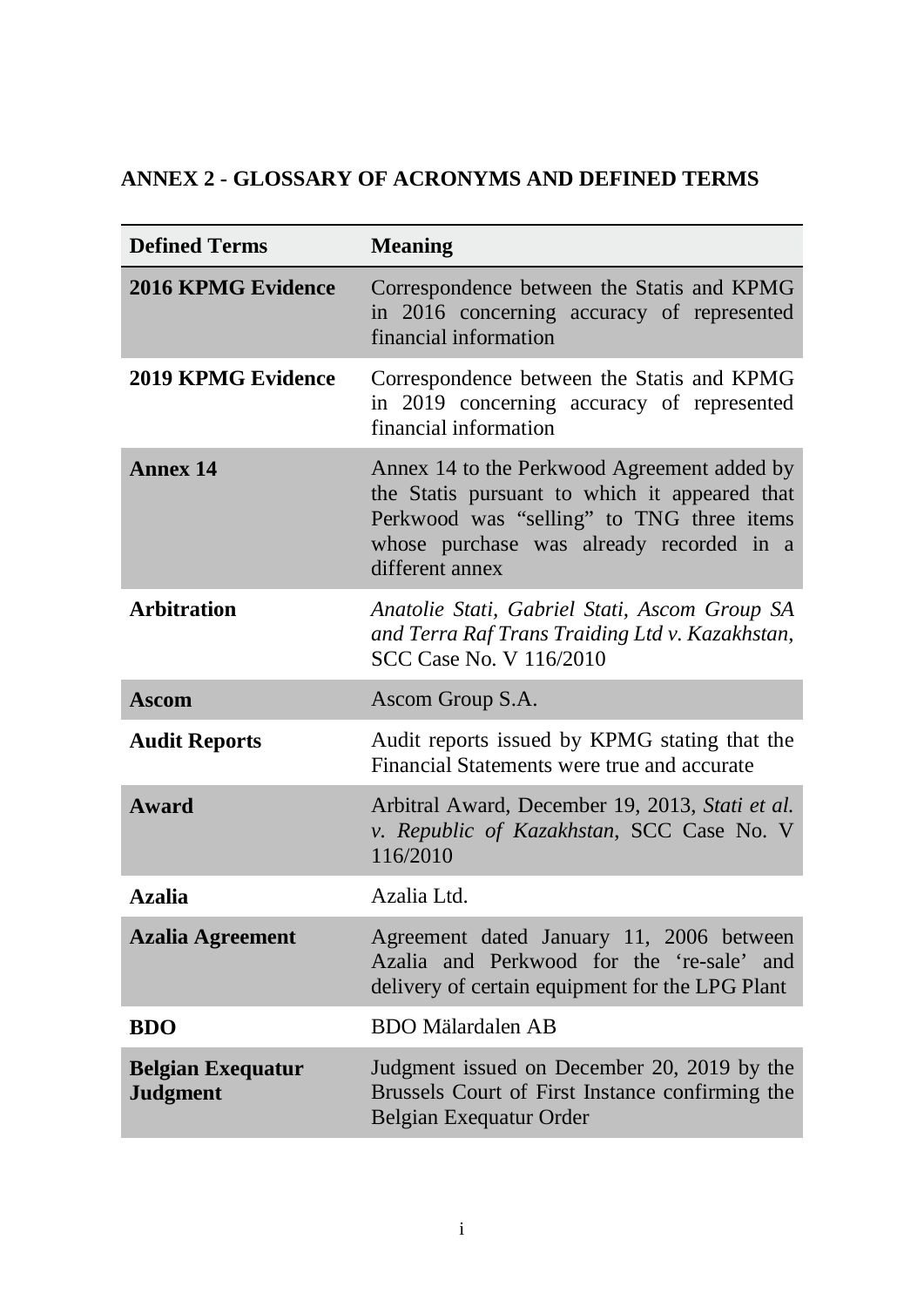## ANNEX 2 - GLOSSARY OF ACRONYMS AND DEFINED TERMS

| Defined Terms | Meaning |
|---|---|
| **2016 KPMG Evidence** | Correspondence between the Statis and KPMG in 2016 concerning accuracy of represented financial information |
| **2019 KPMG Evidence** | Correspondence between the Statis and KPMG in 2019 concerning accuracy of represented financial information |
| **Annex 14** | Annex 14 to the Perkwood Agreement added by the Statis pursuant to which it appeared that Perkwood was "selling" to TNG three items whose purchase was already recorded in a different annex |
| **Arbitration** | *Anatolie Stati, Gabriel Stati, Ascom Group SA and Terra Raf Trans Traiding Ltd v. Kazakhstan*, SCC Case No. V 116/2010 |
| **Ascom** | Ascom Group S.A. |
| **Audit Reports** | Audit reports issued by KPMG stating that the Financial Statements were true and accurate |
| **Award** | Arbitral Award, December 19, 2013, *Stati et al. v. Republic of Kazakhstan*, SCC Case No. V 116/2010 |
| **Azalia** | Azalia Ltd. |
| **Azalia Agreement** | Agreement dated January 11, 2006 between Azalia and Perkwood for the 're-sale' and delivery of certain equipment for the LPG Plant |
| **BDO** | BDO Mälardalen AB |
| **Belgian Exequatur Judgment** | Judgment issued on December 20, 2019 by the Brussels Court of First Instance confirming the Belgian Exequatur Order |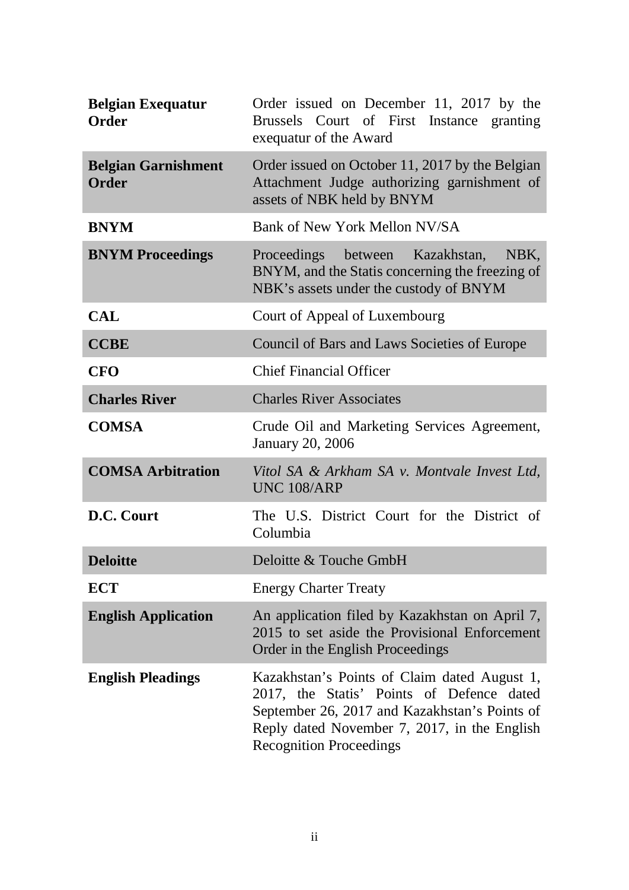| | |
|---|---|
| **Belgian Exequatur Order** | Order issued on December 11, 2017 by the Brussels Court of First Instance granting exequatur of the Award |
| **Belgian Garnishment Order** | Order issued on October 11, 2017 by the Belgian Attachment Judge authorizing garnishment of assets of NBK held by BNYM |
| **BNYM** | Bank of New York Mellon NV/SA |
| **BNYM Proceedings** | Proceedings between Kazakhstan, NBK, BNYM, and the Statis concerning the freezing of NBK's assets under the custody of BNYM |
| **CAL** | Court of Appeal of Luxembourg |
| **CCBE** | Council of Bars and Laws Societies of Europe |
| **CFO** | Chief Financial Officer |
| **Charles River** | Charles River Associates |
| **COMSA** | Crude Oil and Marketing Services Agreement, January 20, 2006 |
| **COMSA Arbitration** | *Vitol SA & Arkham SA v. Montvale Invest Ltd*, UNC 108/ARP |
| **D.C. Court** | The U.S. District Court for the District of Columbia |
| **Deloitte** | Deloitte & Touche GmbH |
| **ECT** | Energy Charter Treaty |
| **English Application** | An application filed by Kazakhstan on April 7, 2015 to set aside the Provisional Enforcement Order in the English Proceedings |
| **English Pleadings** | Kazakhstan's Points of Claim dated August 1, 2017, the Statis' Points of Defence dated September 26, 2017 and Kazakhstan's Points of Reply dated November 7, 2017, in the English Recognition Proceedings |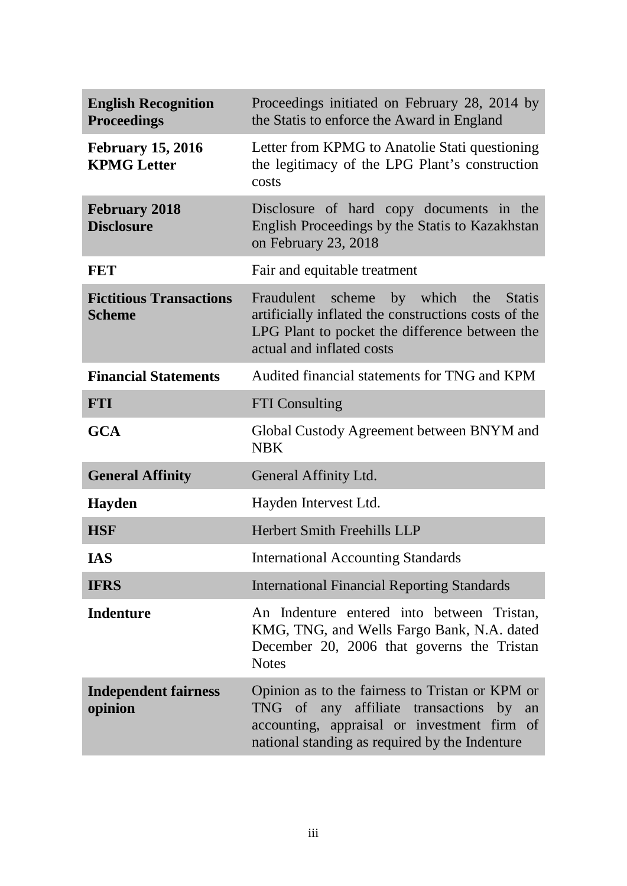| | |
|---|---|
| **English Recognition Proceedings** | Proceedings initiated on February 28, 2014 by the Statis to enforce the Award in England |
| **February 15, 2016 KPMG Letter** | Letter from KPMG to Anatolie Stati questioning the legitimacy of the LPG Plant's construction costs |
| **February 2018 Disclosure** | Disclosure of hard copy documents in the English Proceedings by the Statis to Kazakhstan on February 23, 2018 |
| **FET** | Fair and equitable treatment |
| **Fictitious Transactions Scheme** | Fraudulent scheme by which the Statis artificially inflated the constructions costs of the LPG Plant to pocket the difference between the actual and inflated costs |
| **Financial Statements** | Audited financial statements for TNG and KPM |
| **FTI** | FTI Consulting |
| **GCA** | Global Custody Agreement between BNYM and NBK |
| **General Affinity** | General Affinity Ltd. |
| **Hayden** | Hayden Intervest Ltd. |
| **HSF** | Herbert Smith Freehills LLP |
| **IAS** | International Accounting Standards |
| **IFRS** | International Financial Reporting Standards |
| **Indenture** | An Indenture entered into between Tristan, KMG, TNG, and Wells Fargo Bank, N.A. dated December 20, 2006 that governs the Tristan Notes |
| **Independent fairness opinion** | Opinion as to the fairness to Tristan or KPM or TNG of any affiliate transactions by an accounting, appraisal or investment firm of national standing as required by the Indenture |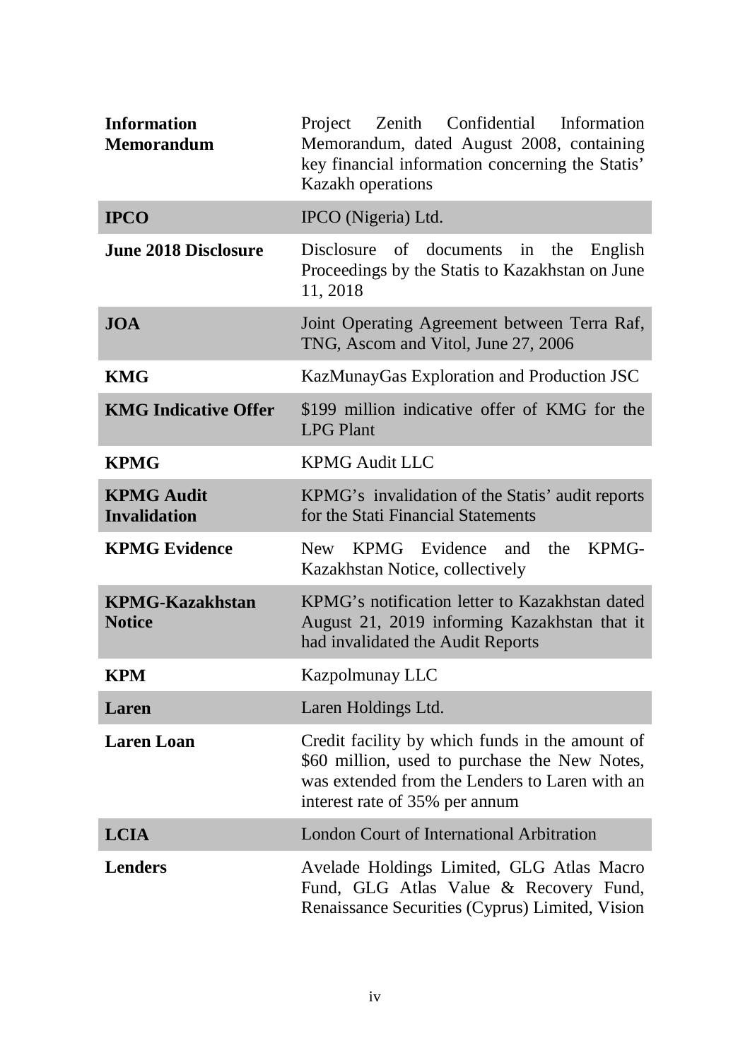| | |
|---|---|
| **Information Memorandum** | Project Zenith Confidential Information Memorandum, dated August 2008, containing key financial information concerning the Statis' Kazakh operations |
| **IPCO** | IPCO (Nigeria) Ltd. |
| **June 2018 Disclosure** | Disclosure of documents in the English Proceedings by the Statis to Kazakhstan on June 11, 2018 |
| **JOA** | Joint Operating Agreement between Terra Raf, TNG, Ascom and Vitol, June 27, 2006 |
| **KMG** | KazMunayGas Exploration and Production JSC |
| **KMG Indicative Offer** | $199 million indicative offer of KMG for the LPG Plant |
| **KPMG** | KPMG Audit LLC |
| **KPMG Audit Invalidation** | KPMG's invalidation of the Statis' audit reports for the Stati Financial Statements |
| **KPMG Evidence** | New KPMG Evidence and the KPMG-Kazakhstan Notice, collectively |
| **KPMG-Kazakhstan Notice** | KPMG's notification letter to Kazakhstan dated August 21, 2019 informing Kazakhstan that it had invalidated the Audit Reports |
| **KPM** | Kazpolmunay LLC |
| **Laren** | Laren Holdings Ltd. |
| **Laren Loan** | Credit facility by which funds in the amount of $60 million, used to purchase the New Notes, was extended from the Lenders to Laren with an interest rate of 35% per annum |
| **LCIA** | London Court of International Arbitration |
| **Lenders** | Avelade Holdings Limited, GLG Atlas Macro Fund, GLG Atlas Value & Recovery Fund, Renaissance Securities (Cyprus) Limited, Vision |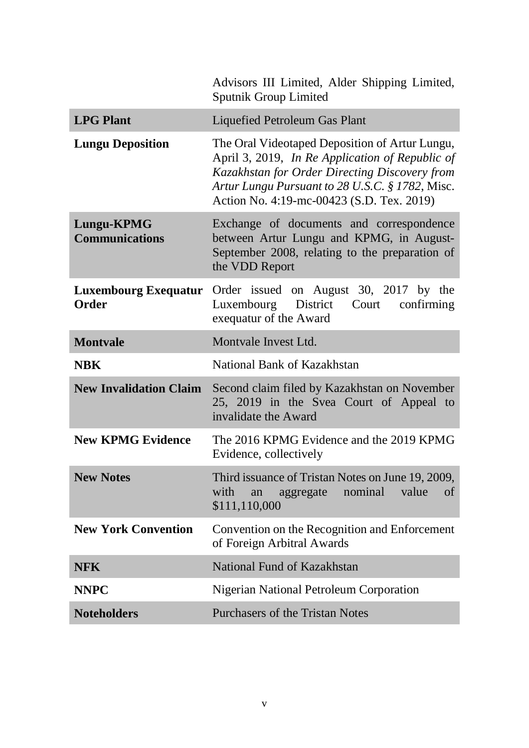| | |
|---|---|
| | Advisors III Limited, Alder Shipping Limited, Sputnik Group Limited |
| **LPG Plant** | Liquefied Petroleum Gas Plant |
| **Lungu Deposition** | The Oral Videotaped Deposition of Artur Lungu, April 3, 2019, *In Re Application of Republic of Kazakhstan for Order Directing Discovery from Artur Lungu Pursuant to 28 U.S.C. § 1782*, Misc. Action No. 4:19-mc-00423 (S.D. Tex. 2019) |
| **Lungu-KPMG Communications** | Exchange of documents and correspondence between Artur Lungu and KPMG, in August-September 2008, relating to the preparation of the VDD Report |
| **Luxembourg Exequatur Order** | Order issued on August 30, 2017 by the Luxembourg District Court confirming exequatur of the Award |
| **Montvale** | Montvale Invest Ltd. |
| **NBK** | National Bank of Kazakhstan |
| **New Invalidation Claim** | Second claim filed by Kazakhstan on November 25, 2019 in the Svea Court of Appeal to invalidate the Award |
| **New KPMG Evidence** | The 2016 KPMG Evidence and the 2019 KPMG Evidence, collectively |
| **New Notes** | Third issuance of Tristan Notes on June 19, 2009, with an aggregate nominal value of \$111,110,000 |
| **New York Convention** | Convention on the Recognition and Enforcement of Foreign Arbitral Awards |
| **NFK** | National Fund of Kazakhstan |
| **NNPC** | Nigerian National Petroleum Corporation |
| **Noteholders** | Purchasers of the Tristan Notes |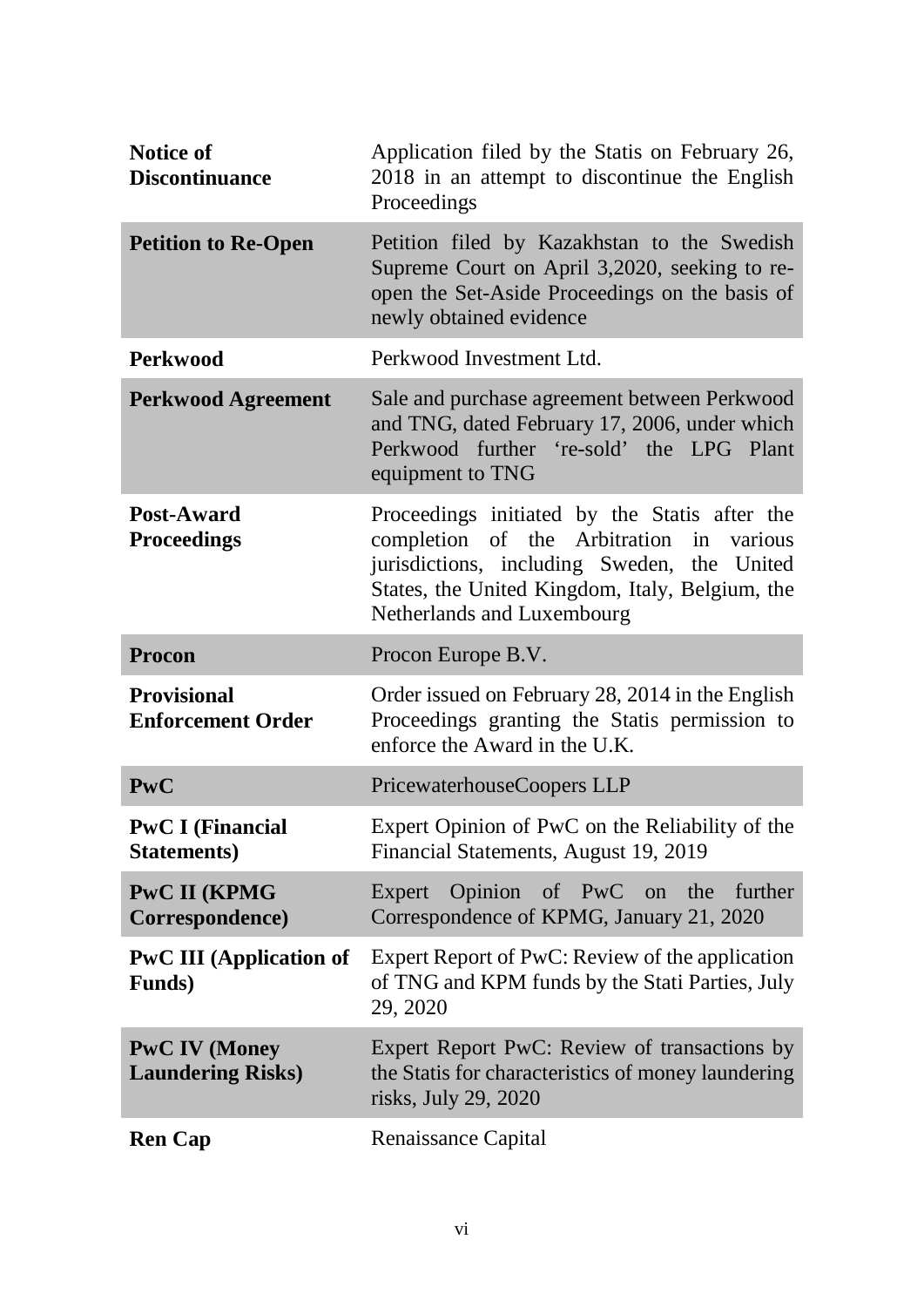| | |
|---|---|
| **Notice of Discontinuance** | Application filed by the Statis on February 26, 2018 in an attempt to discontinue the English Proceedings |
| **Petition to Re-Open** | Petition filed by Kazakhstan to the Swedish Supreme Court on April 3,2020, seeking to re-open the Set-Aside Proceedings on the basis of newly obtained evidence |
| **Perkwood** | Perkwood Investment Ltd. |
| **Perkwood Agreement** | Sale and purchase agreement between Perkwood and TNG, dated February 17, 2006, under which Perkwood further 're-sold' the LPG Plant equipment to TNG |
| **Post-Award Proceedings** | Proceedings initiated by the Statis after the completion of the Arbitration in various jurisdictions, including Sweden, the United States, the United Kingdom, Italy, Belgium, the Netherlands and Luxembourg |
| **Procon** | Procon Europe B.V. |
| **Provisional Enforcement Order** | Order issued on February 28, 2014 in the English Proceedings granting the Statis permission to enforce the Award in the U.K. |
| **PwC** | PricewaterhouseCoopers LLP |
| **PwC I (Financial Statements)** | Expert Opinion of PwC on the Reliability of the Financial Statements, August 19, 2019 |
| **PwC II (KPMG Correspondence)** | Expert Opinion of PwC on the further Correspondence of KPMG, January 21, 2020 |
| **PwC III (Application of Funds)** | Expert Report of PwC: Review of the application of TNG and KPM funds by the Stati Parties, July 29, 2020 |
| **PwC IV (Money Laundering Risks)** | Expert Report PwC: Review of transactions by the Statis for characteristics of money laundering risks, July 29, 2020 |
| **Ren Cap** | Renaissance Capital |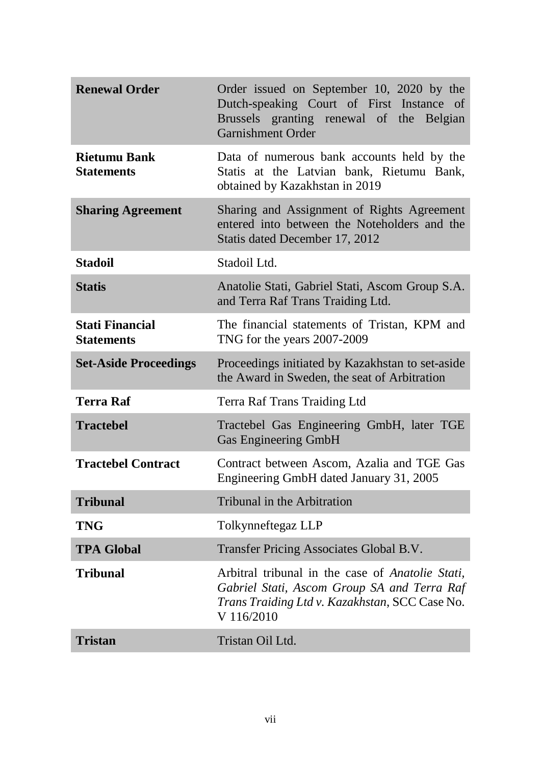| | |
|---|---|
| **Renewal Order** | Order issued on September 10, 2020 by the Dutch-speaking Court of First Instance of Brussels granting renewal of the Belgian Garnishment Order |
| **Rietumu Bank Statements** | Data of numerous bank accounts held by the Statis at the Latvian bank, Rietumu Bank, obtained by Kazakhstan in 2019 |
| **Sharing Agreement** | Sharing and Assignment of Rights Agreement entered into between the Noteholders and the Statis dated December 17, 2012 |
| **Stadoil** | Stadoil Ltd. |
| **Statis** | Anatolie Stati, Gabriel Stati, Ascom Group S.A. and Terra Raf Trans Traiding Ltd. |
| **Stati Financial Statements** | The financial statements of Tristan, KPM and TNG for the years 2007-2009 |
| **Set-Aside Proceedings** | Proceedings initiated by Kazakhstan to set-aside the Award in Sweden, the seat of Arbitration |
| **Terra Raf** | Terra Raf Trans Traiding Ltd |
| **Tractebel** | Tractebel Gas Engineering GmbH, later TGE Gas Engineering GmbH |
| **Tractebel Contract** | Contract between Ascom, Azalia and TGE Gas Engineering GmbH dated January 31, 2005 |
| **Tribunal** | Tribunal in the Arbitration |
| **TNG** | Tolkynneftegaz LLP |
| **TPA Global** | Transfer Pricing Associates Global B.V. |
| **Tribunal** | Arbitral tribunal in the case of *Anatolie Stati, Gabriel Stati, Ascom Group SA and Terra Raf Trans Traiding Ltd v. Kazakhstan*, SCC Case No. V 116/2010 |
| **Tristan** | Tristan Oil Ltd. |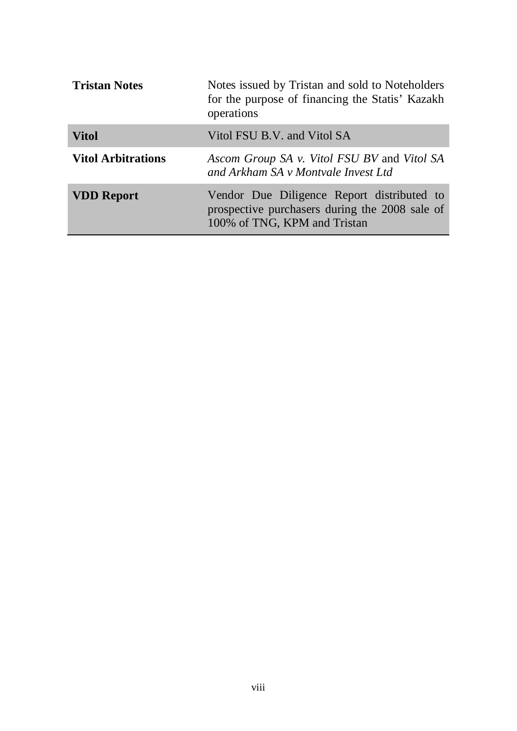| | |
|---|---|
| **Tristan Notes** | Notes issued by Tristan and sold to Noteholders for the purpose of financing the Statis' Kazakh operations |
| **Vitol** | Vitol FSU B.V. and Vitol SA |
| **Vitol Arbitrations** | *Ascom Group SA v. Vitol FSU BV* and *Vitol SA and Arkham SA v Montvale Invest Ltd* |
| **VDD Report** | Vendor Due Diligence Report distributed to prospective purchasers during the 2008 sale of 100% of TNG, KPM and Tristan |